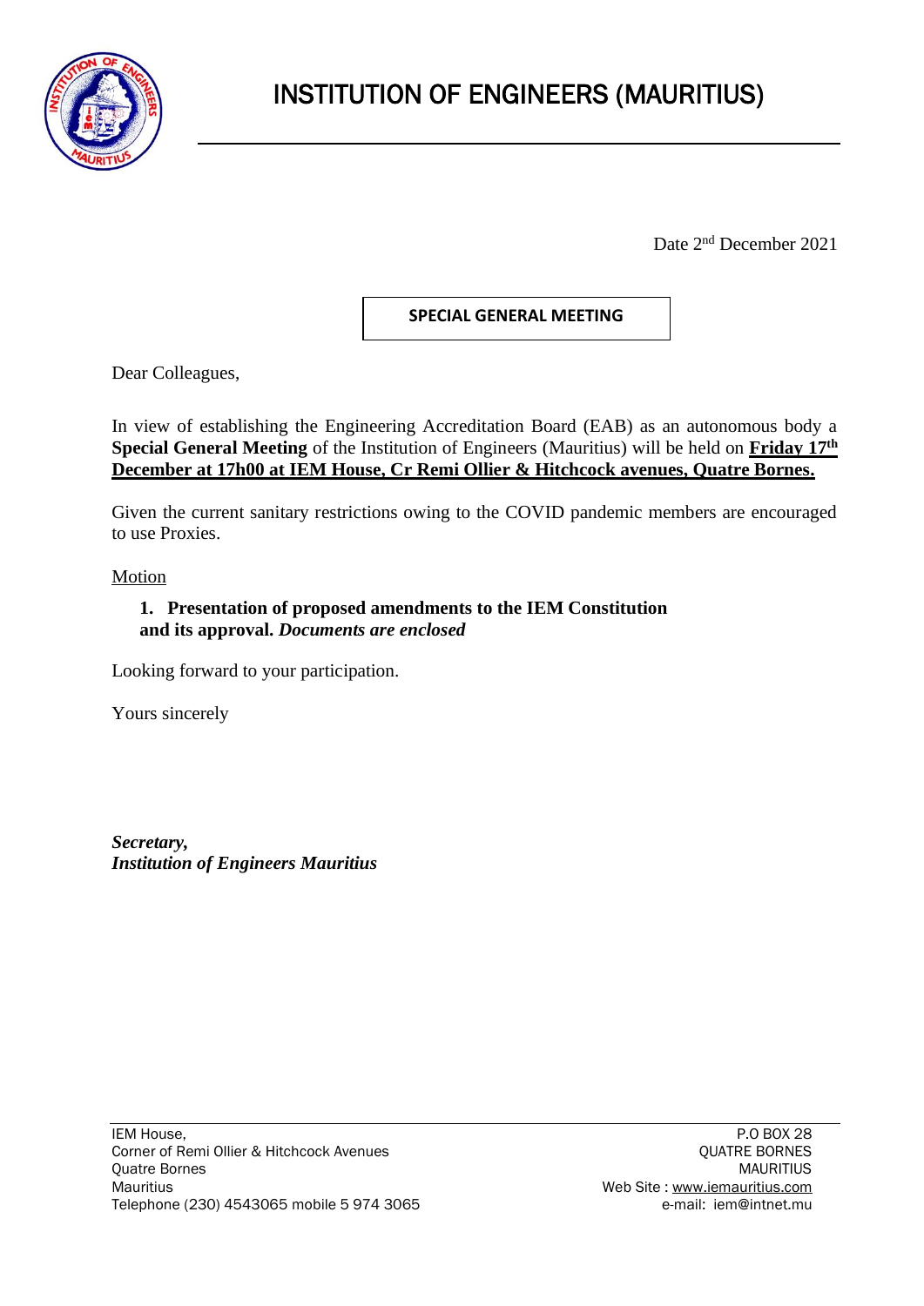# INSTITUTION OF ENGINEERS (MAURITIUS)

Date 2nd December 2021

**SPECIAL GENERAL MEETING**

Dear Colleagues,

In view of establishing the Engineering Accreditation Board (EAB) as an autonomous body a **Special General Meeting** of the Institution of Engineers (Mauritius) will be held on **Friday 17th December at 17h00 at IEM House, Cr Remi Ollier & Hitchcock avenues, Quatre Bornes.**

Given the current sanitary restrictions owing to the COVID pandemic members are encouraged to use Proxies.

Motion

1. **Presentation of proposed amendments to the IEM Constitution and its approval.** ***Documents are enclosed***

Looking forward to your participation.

Yours sincerely

***Secretary,***
***Institution of Engineers Mauritius***

IEM House,
Corner of Remi Ollier & Hitchcock Avenues
Quatre Bornes
Mauritius
Telephone (230) 4543065 mobile 5 974 3065

P.O BOX 28
QUATRE BORNES
MAURITIUS
Web Site : www.iemauritius.com
e-mail: iem@intnet.mu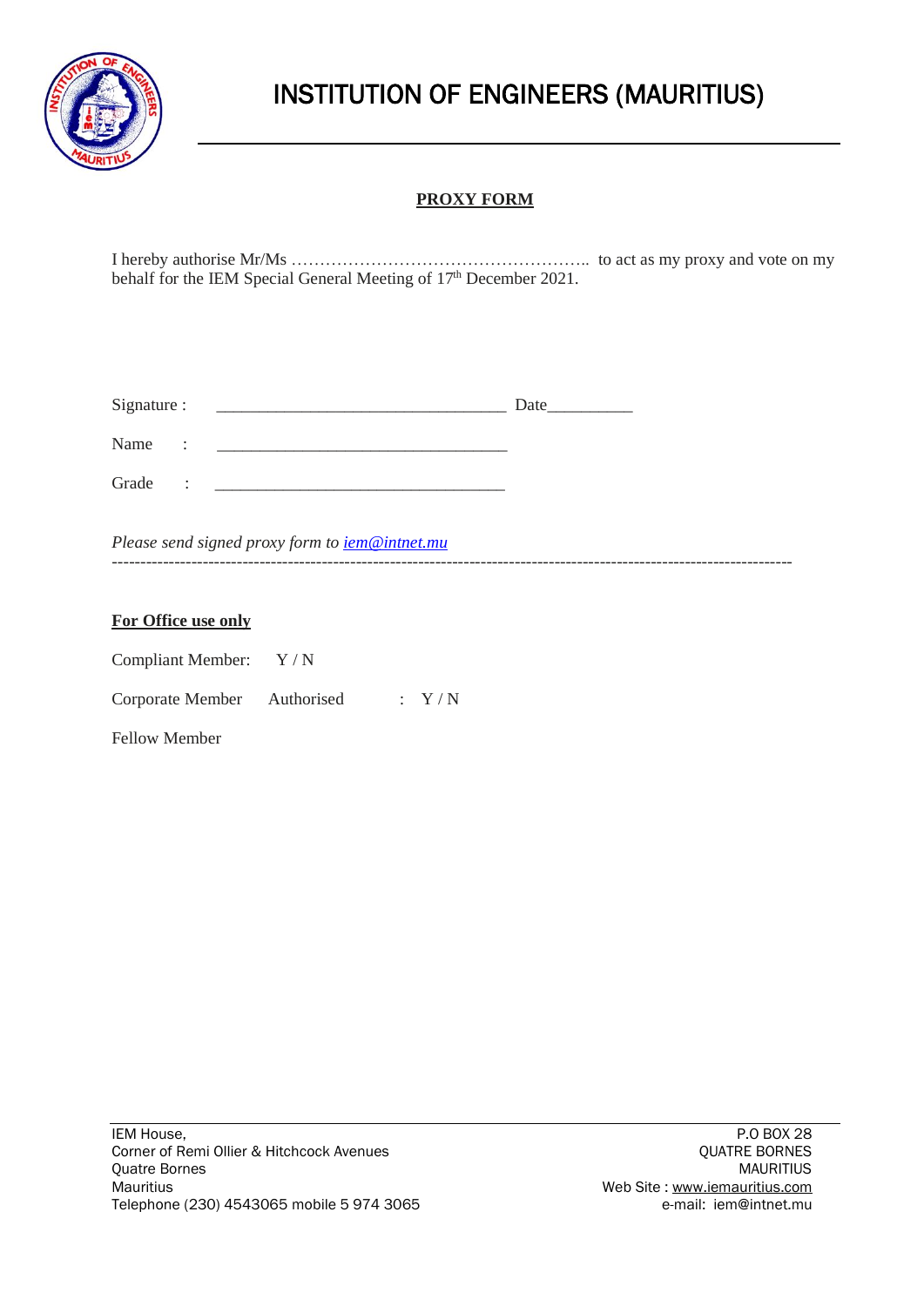# INSTITUTION OF ENGINEERS (MAURITIUS)

**PROXY FORM**

I hereby authorise Mr/Ms …………………………………………….. to act as my proxy and vote on my behalf for the IEM Special General Meeting of 17th December 2021.

Signature : __________________________________ Date__________

Name : __________________________________

Grade : __________________________________

*Please send signed proxy form to iem@intnet.mu*

---

**For Office use only**

Compliant Member: Y / N

Corporate Member Authorised : Y / N

Fellow Member

IEM House,
Corner of Remi Ollier & Hitchcock Avenues
Quatre Bornes
Mauritius
Telephone (230) 4543065 mobile 5 974 3065

P.O BOX 28
QUATRE BORNES
MAURITIUS
Web Site : www.iemauritius.com
e-mail: iem@intnet.mu